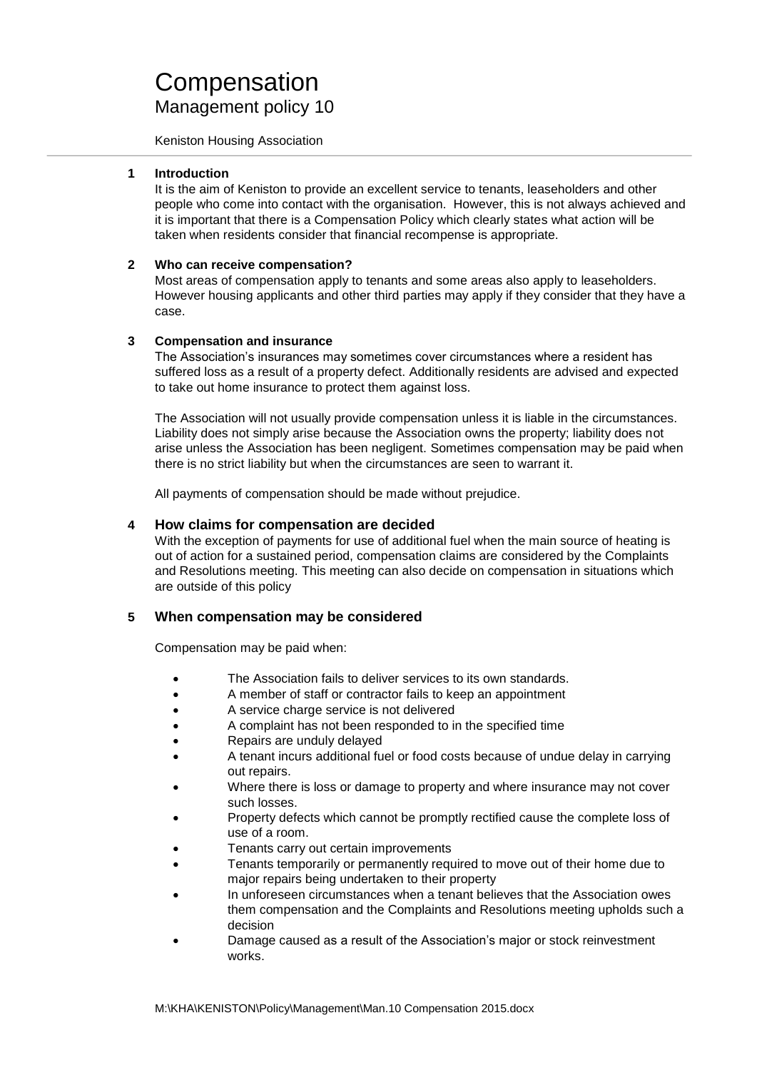# Compensation

## Management policy 10

Keniston Housing Association

---

### 1 Introduction

It is the aim of Keniston to provide an excellent service to tenants, leaseholders and other people who come into contact with the organisation. However, this is not always achieved and it is important that there is a Compensation Policy which clearly states what action will be taken when residents consider that financial recompense is appropriate.

### 2 Who can receive compensation?

Most areas of compensation apply to tenants and some areas also apply to leaseholders. However housing applicants and other third parties may apply if they consider that they have a case.

### 3 Compensation and insurance

The Association's insurances may sometimes cover circumstances where a resident has suffered loss as a result of a property defect. Additionally residents are advised and expected to take out home insurance to protect them against loss.

The Association will not usually provide compensation unless it is liable in the circumstances. Liability does not simply arise because the Association owns the property; liability does not arise unless the Association has been negligent. Sometimes compensation may be paid when there is no strict liability but when the circumstances are seen to warrant it.

All payments of compensation should be made without prejudice.

### 4 How claims for compensation are decided

With the exception of payments for use of additional fuel when the main source of heating is out of action for a sustained period, compensation claims are considered by the Complaints and Resolutions meeting. This meeting can also decide on compensation in situations which are outside of this policy

### 5 When compensation may be considered

Compensation may be paid when:

- The Association fails to deliver services to its own standards.
- A member of staff or contractor fails to keep an appointment
- A service charge service is not delivered
- A complaint has not been responded to in the specified time
- Repairs are unduly delayed
- A tenant incurs additional fuel or food costs because of undue delay in carrying out repairs.
- Where there is loss or damage to property and where insurance may not cover such losses.
- Property defects which cannot be promptly rectified cause the complete loss of use of a room.
- Tenants carry out certain improvements
- Tenants temporarily or permanently required to move out of their home due to major repairs being undertaken to their property
- In unforeseen circumstances when a tenant believes that the Association owes them compensation and the Complaints and Resolutions meeting upholds such a decision
- Damage caused as a result of the Association's major or stock reinvestment works.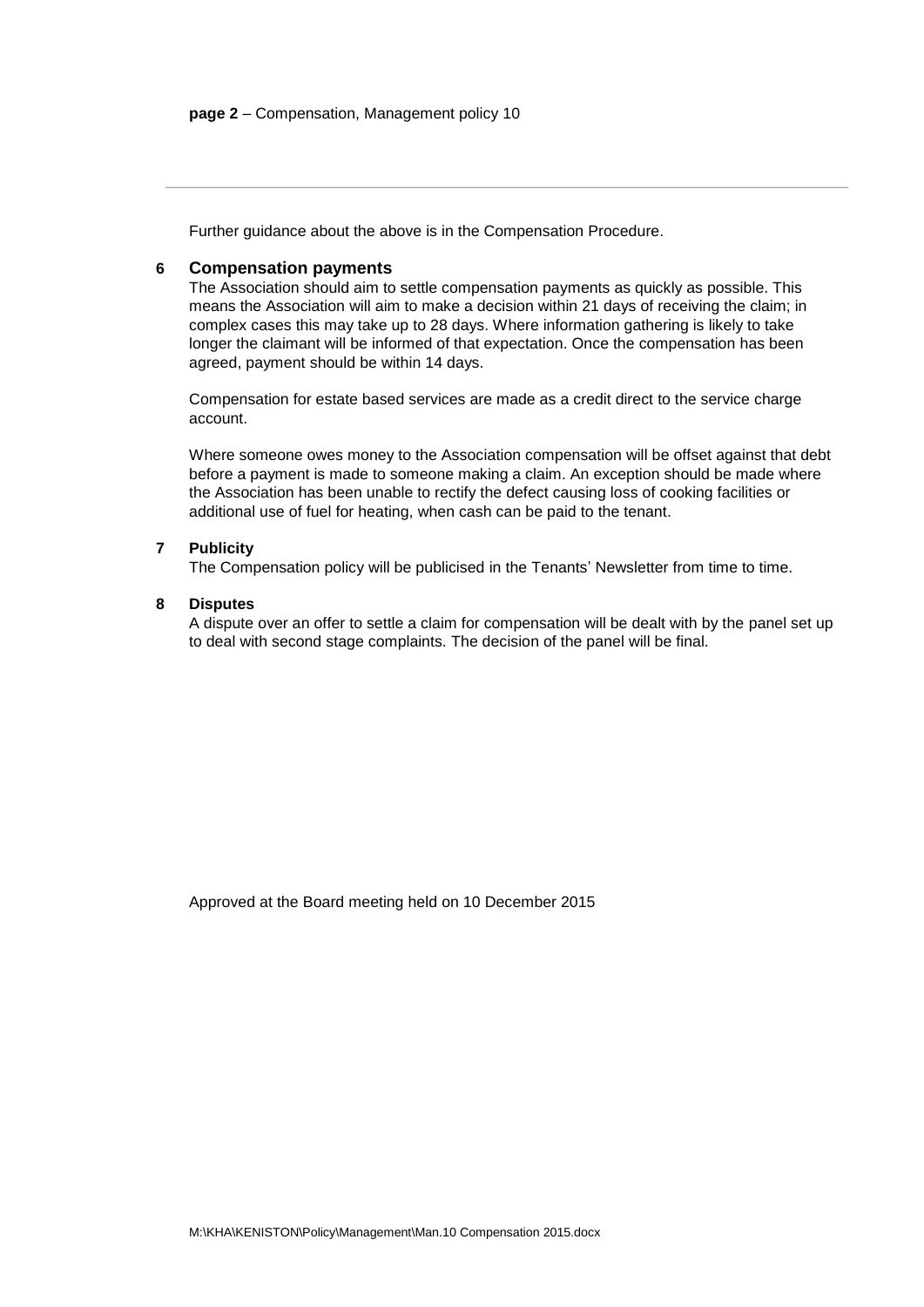Further guidance about the above is in the Compensation Procedure.

## 6 Compensation payments

The Association should aim to settle compensation payments as quickly as possible. This means the Association will aim to make a decision within 21 days of receiving the claim; in complex cases this may take up to 28 days. Where information gathering is likely to take longer the claimant will be informed of that expectation. Once the compensation has been agreed, payment should be within 14 days.

Compensation for estate based services are made as a credit direct to the service charge account.

Where someone owes money to the Association compensation will be offset against that debt before a payment is made to someone making a claim. An exception should be made where the Association has been unable to rectify the defect causing loss of cooking facilities or additional use of fuel for heating, when cash can be paid to the tenant.

## 7 Publicity

The Compensation policy will be publicised in the Tenants' Newsletter from time to time.

## 8 Disputes

A dispute over an offer to settle a claim for compensation will be dealt with by the panel set up to deal with second stage complaints. The decision of the panel will be final.

Approved at the Board meeting held on 10 December 2015

M:\KHA\KENISTON\Policy\Management\Man.10 Compensation 2015.docx